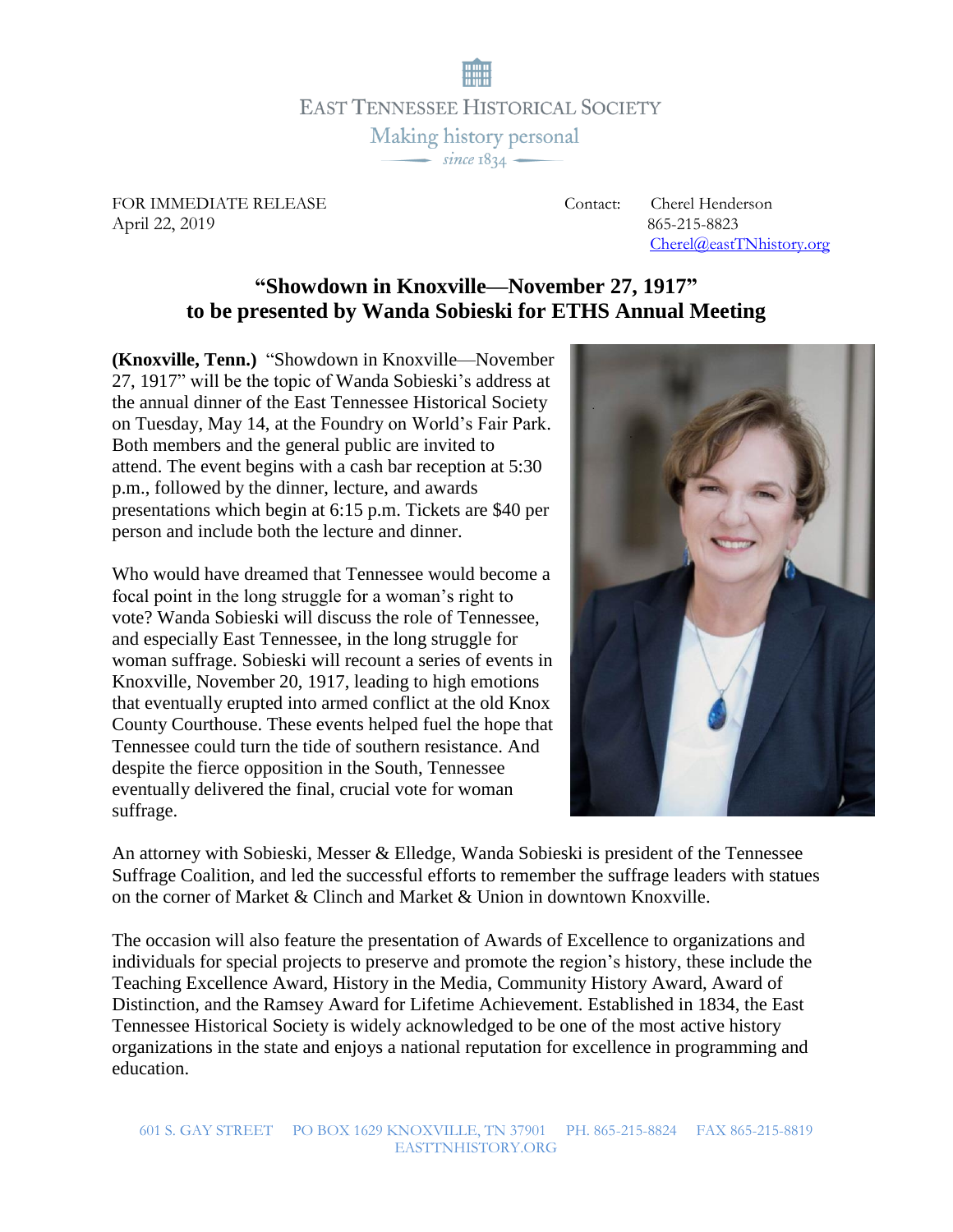EAST TENNESSEE HISTORICAL SOCIETY

Making history personal

*since 1834*

FOR IMMEDIATE RELEASE
April 22, 2019

Contact: Cherel Henderson
865-215-8823
Cherel@eastTNhistory.org

## "Showdown in Knoxville—November 27, 1917" to be presented by Wanda Sobieski for ETHS Annual Meeting

**(Knoxville, Tenn.)** "Showdown in Knoxville—November 27, 1917" will be the topic of Wanda Sobieski's address at the annual dinner of the East Tennessee Historical Society on Tuesday, May 14, at the Foundry on World's Fair Park. Both members and the general public are invited to attend. The event begins with a cash bar reception at 5:30 p.m., followed by the dinner, lecture, and awards presentations which begin at 6:15 p.m. Tickets are $40 per person and include both the lecture and dinner.

Who would have dreamed that Tennessee would become a focal point in the long struggle for a woman's right to vote? Wanda Sobieski will discuss the role of Tennessee, and especially East Tennessee, in the long struggle for woman suffrage. Sobieski will recount a series of events in Knoxville, November 20, 1917, leading to high emotions that eventually erupted into armed conflict at the old Knox County Courthouse. These events helped fuel the hope that Tennessee could turn the tide of southern resistance. And despite the fierce opposition in the South, Tennessee eventually delivered the final, crucial vote for woman suffrage.

An attorney with Sobieski, Messer & Elledge, Wanda Sobieski is president of the Tennessee Suffrage Coalition, and led the successful efforts to remember the suffrage leaders with statues on the corner of Market & Clinch and Market & Union in downtown Knoxville.

The occasion will also feature the presentation of Awards of Excellence to organizations and individuals for special projects to preserve and promote the region's history, these include the Teaching Excellence Award, History in the Media, Community History Award, Award of Distinction, and the Ramsey Award for Lifetime Achievement. Established in 1834, the East Tennessee Historical Society is widely acknowledged to be one of the most active history organizations in the state and enjoys a national reputation for excellence in programming and education.

601 S. GAY STREET PO BOX 1629 KNOXVILLE, TN 37901 PH. 865-215-8824 FAX 865-215-8819
EASTTNHISTORY.ORG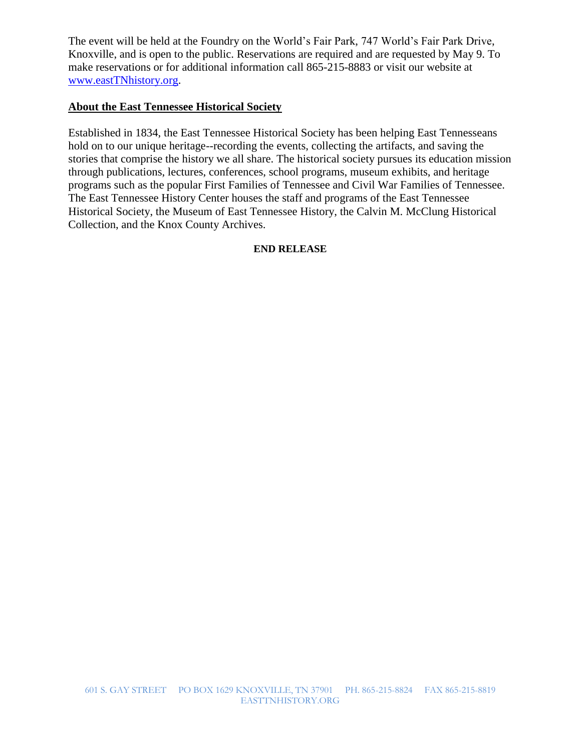The event will be held at the Foundry on the World's Fair Park, 747 World's Fair Park Drive, Knoxville, and is open to the public. Reservations are required and are requested by May 9. To make reservations or for additional information call 865-215-8883 or visit our website at www.eastTNhistory.org.

**About the East Tennessee Historical Society**

Established in 1834, the East Tennessee Historical Society has been helping East Tennesseans hold on to our unique heritage--recording the events, collecting the artifacts, and saving the stories that comprise the history we all share. The historical society pursues its education mission through publications, lectures, conferences, school programs, museum exhibits, and heritage programs such as the popular First Families of Tennessee and Civil War Families of Tennessee. The East Tennessee History Center houses the staff and programs of the East Tennessee Historical Society, the Museum of East Tennessee History, the Calvin M. McClung Historical Collection, and the Knox County Archives.

**END RELEASE**

601 S. GAY STREET PO BOX 1629 KNOXVILLE, TN 37901 PH. 865-215-8824 FAX 865-215-8819
EASTTNHISTORY.ORG